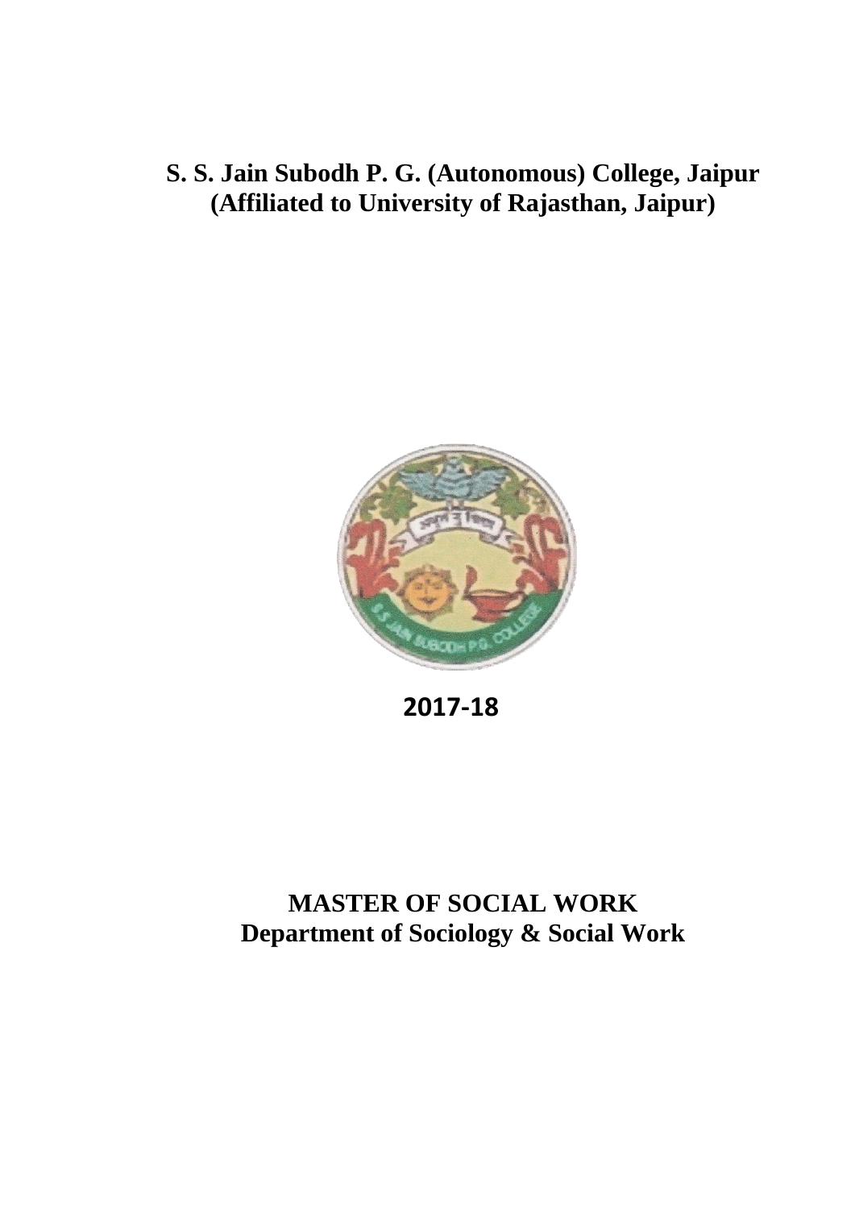# S. S. Jain Subodh P. G. (Autonomous) College, Jaipur
## (Affiliated to University of Rajasthan, Jaipur)

**2017-18**

# MASTER OF SOCIAL WORK
## Department of Sociology & Social Work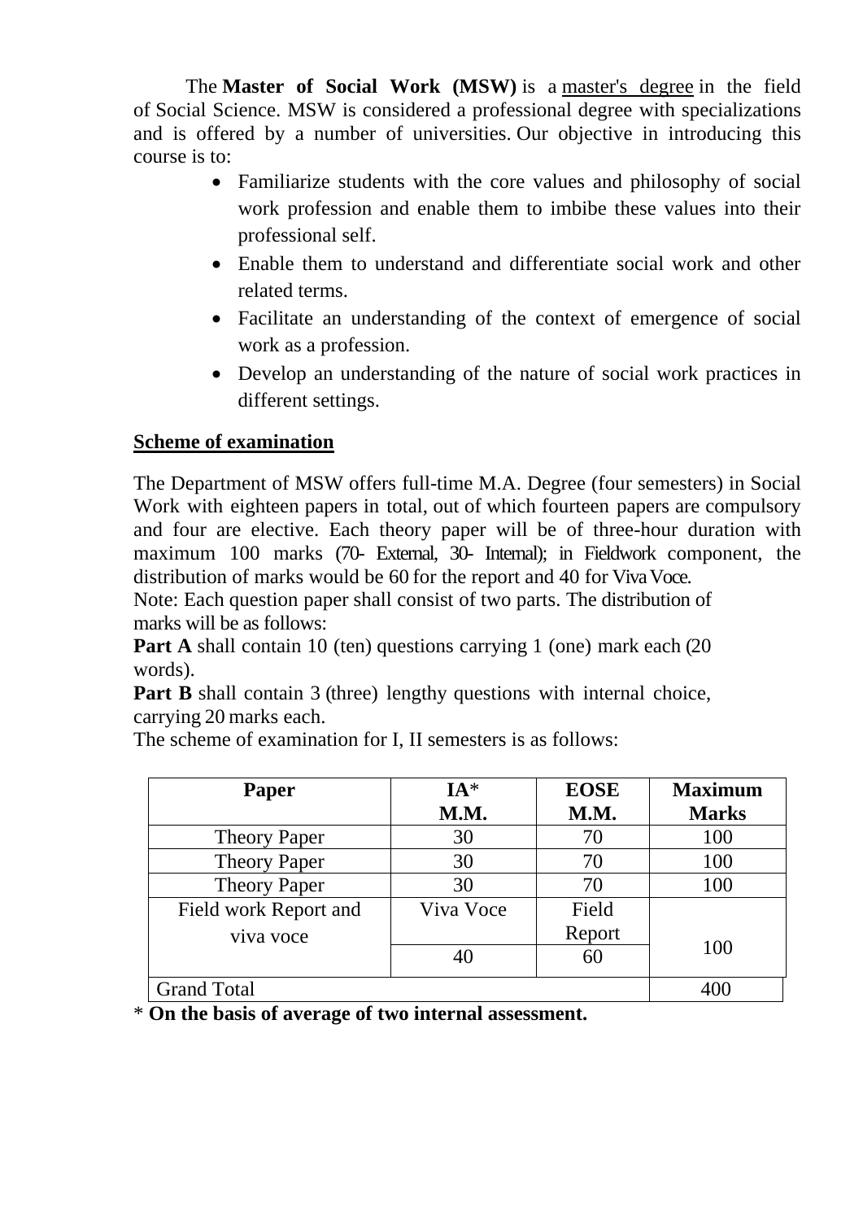The **Master of Social Work (MSW)** is a master's degree in the field of Social Science. MSW is considered a professional degree with specializations and is offered by a number of universities. Our objective in introducing this course is to:

- Familiarize students with the core values and philosophy of social work profession and enable them to imbibe these values into their professional self.
- Enable them to understand and differentiate social work and other related terms.
- Facilitate an understanding of the context of emergence of social work as a profession.
- Develop an understanding of the nature of social work practices in different settings.

## Scheme of examination

The Department of MSW offers full-time M.A. Degree (four semesters) in Social Work with eighteen papers in total, out of which fourteen papers are compulsory and four are elective. Each theory paper will be of three-hour duration with maximum 100 marks (70- External, 30- Internal); in Fieldwork component, the distribution of marks would be 60 for the report and 40 for Viva Voce.

Note: Each question paper shall consist of two parts. The distribution of marks will be as follows:

**Part A** shall contain 10 (ten) questions carrying 1 (one) mark each (20 words).

**Part B** shall contain 3 (three) lengthy questions with internal choice, carrying 20 marks each.

The scheme of examination for I, II semesters is as follows:

| Paper | IA* M.M. | EOSE M.M. | Maximum Marks |
|---|---|---|---|
| Theory Paper | 30 | 70 | 100 |
| Theory Paper | 30 | 70 | 100 |
| Theory Paper | 30 | 70 | 100 |
| Field work Report and viva voce | Viva Voce | Field Report | 100 |
| | 40 | 60 | |
| Grand Total | | | 400 |

* **On the basis of average of two internal assessment.**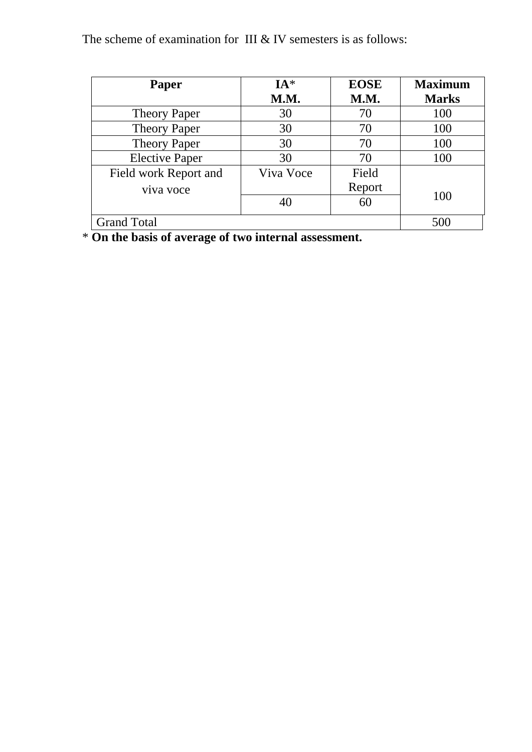The scheme of examination for III & IV semesters is as follows:

| **Paper** | **IA* M.M.** | **EOSE M.M.** | **Maximum Marks** |
|---|---|---|---|
| Theory Paper | 30 | 70 | 100 |
| Theory Paper | 30 | 70 | 100 |
| Theory Paper | 30 | 70 | 100 |
| Elective Paper | 30 | 70 | 100 |
| Field work Report and viva voce | Viva Voce | Field Report | 100 |
| | 40 | 60 | |
| Grand Total | | | 500 |

* **On the basis of average of two internal assessment.**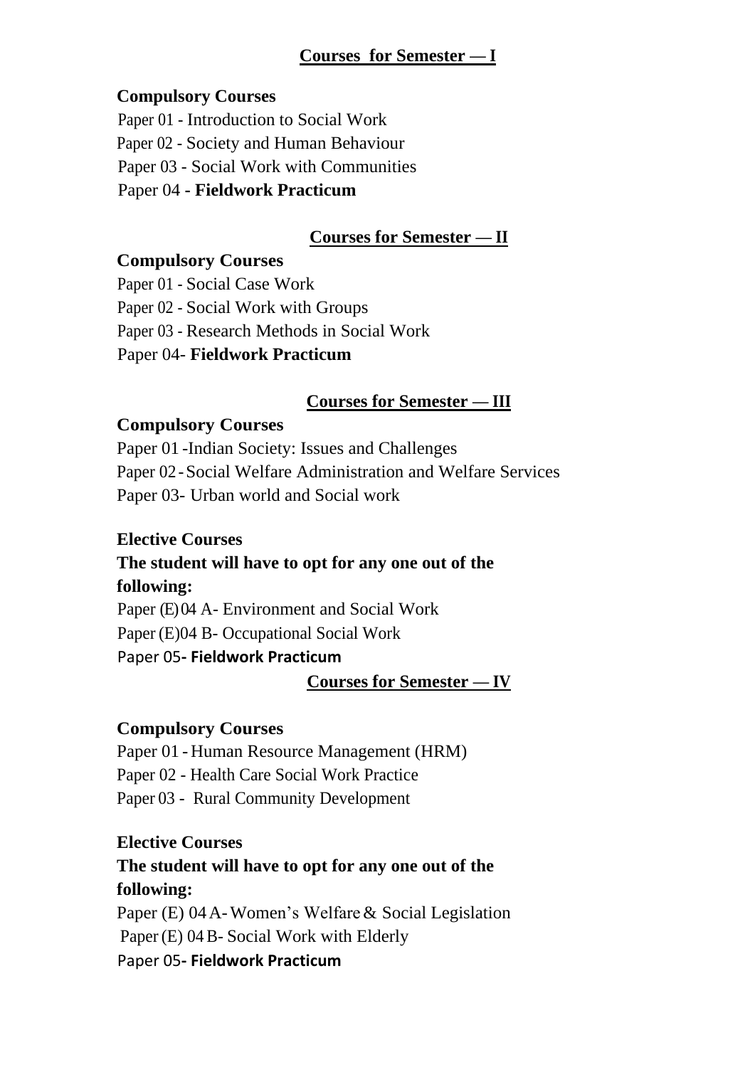## Courses for Semester — I

**Compulsory Courses**

Paper 01 - Introduction to Social Work
Paper 02 - Society and Human Behaviour
Paper 03 - Social Work with Communities
Paper 04 **- Fieldwork Practicum**

## Courses for Semester — II

**Compulsory Courses**

Paper 01 - Social Case Work
Paper 02 - Social Work with Groups
Paper 03 - Research Methods in Social Work
Paper 04- **Fieldwork Practicum**

## Courses for Semester — III

**Compulsory Courses**

Paper 01 -Indian Society: Issues and Challenges
Paper 02 - Social Welfare Administration and Welfare Services
Paper 03- Urban world and Social work

**Elective Courses**

**The student will have to opt for any one out of the following:**

Paper (E) 04 A- Environment and Social Work
Paper (E)04 B- Occupational Social Work
Paper 05**- Fieldwork Practicum**

## Courses for Semester — IV

**Compulsory Courses**

Paper 01 - Human Resource Management (HRM)
Paper 02 - Health Care Social Work Practice
Paper 03 - Rural Community Development

**Elective Courses**

**The student will have to opt for any one out of the following:**

Paper (E) 04 A- Women's Welfare & Social Legislation
Paper (E) 04 B- Social Work with Elderly
Paper 05**- Fieldwork Practicum**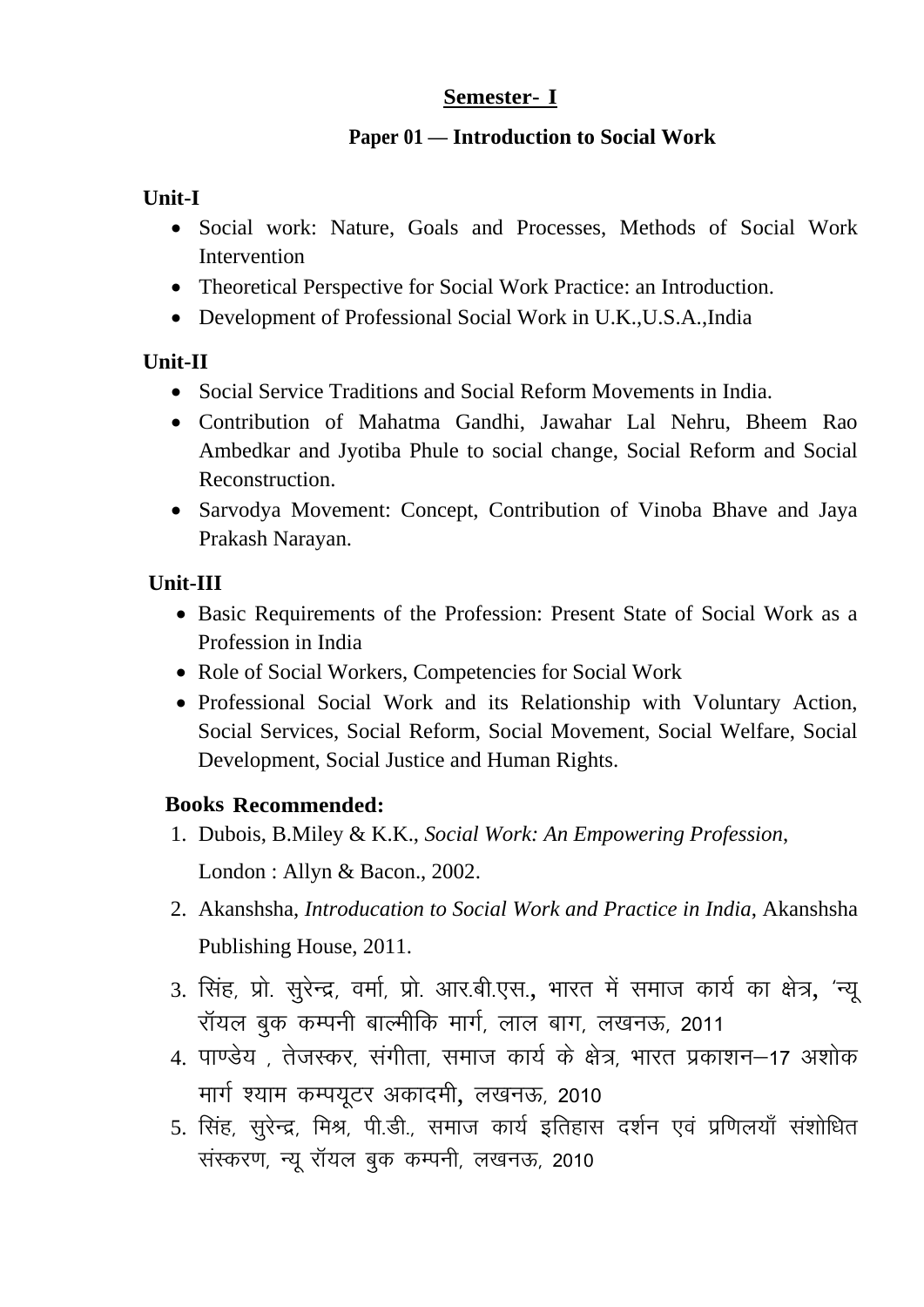## Semester- I

### Paper 01 — Introduction to Social Work

**Unit-I**

- Social work: Nature, Goals and Processes, Methods of Social Work Intervention
- Theoretical Perspective for Social Work Practice: an Introduction.
- Development of Professional Social Work in U.K.,U.S.A.,India

**Unit-II**

- Social Service Traditions and Social Reform Movements in India.
- Contribution of Mahatma Gandhi, Jawahar Lal Nehru, Bheem Rao Ambedkar and Jyotiba Phule to social change, Social Reform and Social Reconstruction.
- Sarvodya Movement: Concept, Contribution of Vinoba Bhave and Jaya Prakash Narayan.

**Unit-III**

- Basic Requirements of the Profession: Present State of Social Work as a Profession in India
- Role of Social Workers, Competencies for Social Work
- Professional Social Work and its Relationship with Voluntary Action, Social Services, Social Reform, Social Movement, Social Welfare, Social Development, Social Justice and Human Rights.

**Books Recommended:**

1. Dubois, B.Miley & K.K., *Social Work: An Empowering Profession*, London : Allyn & Bacon., 2002.
2. Akanshsha, *Introducation to Social Work and Practice in India*, Akanshsha Publishing House, 2011.
3. सिंह, प्रो. सुरेन्द्र, वर्मा, प्रो. आर.बी.एस., भारत में समाज कार्य का क्षेत्र, 'न्यू रॉयल बुक कम्पनी बाल्मीकि मार्ग, लाल बाग, लखनऊ, 2011
4. पाण्डेय , तेजस्कर, संगीता, समाज कार्य के क्षेत्र, भारत प्रकाशन–17 अशोक मार्ग श्याम कम्पयूटर अकादमी, लखनऊ, 2010
5. सिंह, सुरेन्द्र, मिश्र, पी.डी., समाज कार्य इतिहास दर्शन एवं प्रणिलयाँ संशोधित संस्करण, न्यू रॉयल बुक कम्पनी, लखनऊ, 2010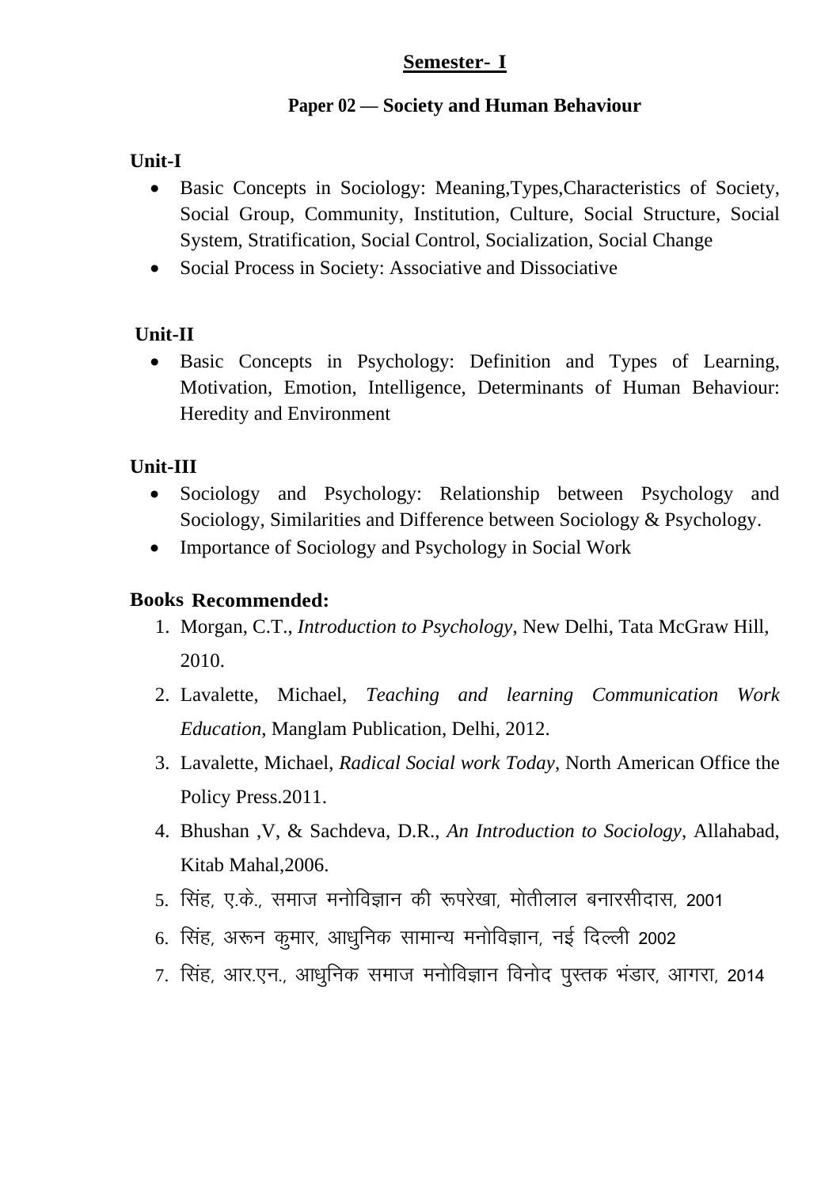## Semester- I

### Paper 02 — Society and Human Behaviour

**Unit-I**

- Basic Concepts in Sociology: Meaning,Types,Characteristics of Society, Social Group, Community, Institution, Culture, Social Structure, Social System, Stratification, Social Control, Socialization, Social Change
- Social Process in Society: Associative and Dissociative

**Unit-II**

- Basic Concepts in Psychology: Definition and Types of Learning, Motivation, Emotion, Intelligence, Determinants of Human Behaviour: Heredity and Environment

**Unit-III**

- Sociology and Psychology: Relationship between Psychology and Sociology, Similarities and Difference between Sociology & Psychology.
- Importance of Sociology and Psychology in Social Work

**Books Recommended:**

1. Morgan, C.T., *Introduction to Psychology*, New Delhi, Tata McGraw Hill, 2010.
2. Lavalette, Michael, *Teaching and learning Communication Work Education*, Manglam Publication, Delhi, 2012.
3. Lavalette, Michael, *Radical Social work Today*, North American Office the Policy Press.2011.
4. Bhushan ,V, & Sachdeva, D.R., *An Introduction to Sociology*, Allahabad, Kitab Mahal,2006.
5. सिंह, ए.के., समाज मनोविज्ञान की रूपरेखा, मोतीलाल बनारसीदास, 2001
6. सिंह, अरून कुमार, आधुनिक सामान्य मनोविज्ञान, नई दिल्ली 2002
7. सिंह, आर.एन., आधुनिक समाज मनोविज्ञान विनोद पुस्तक भंडार, आगरा, 2014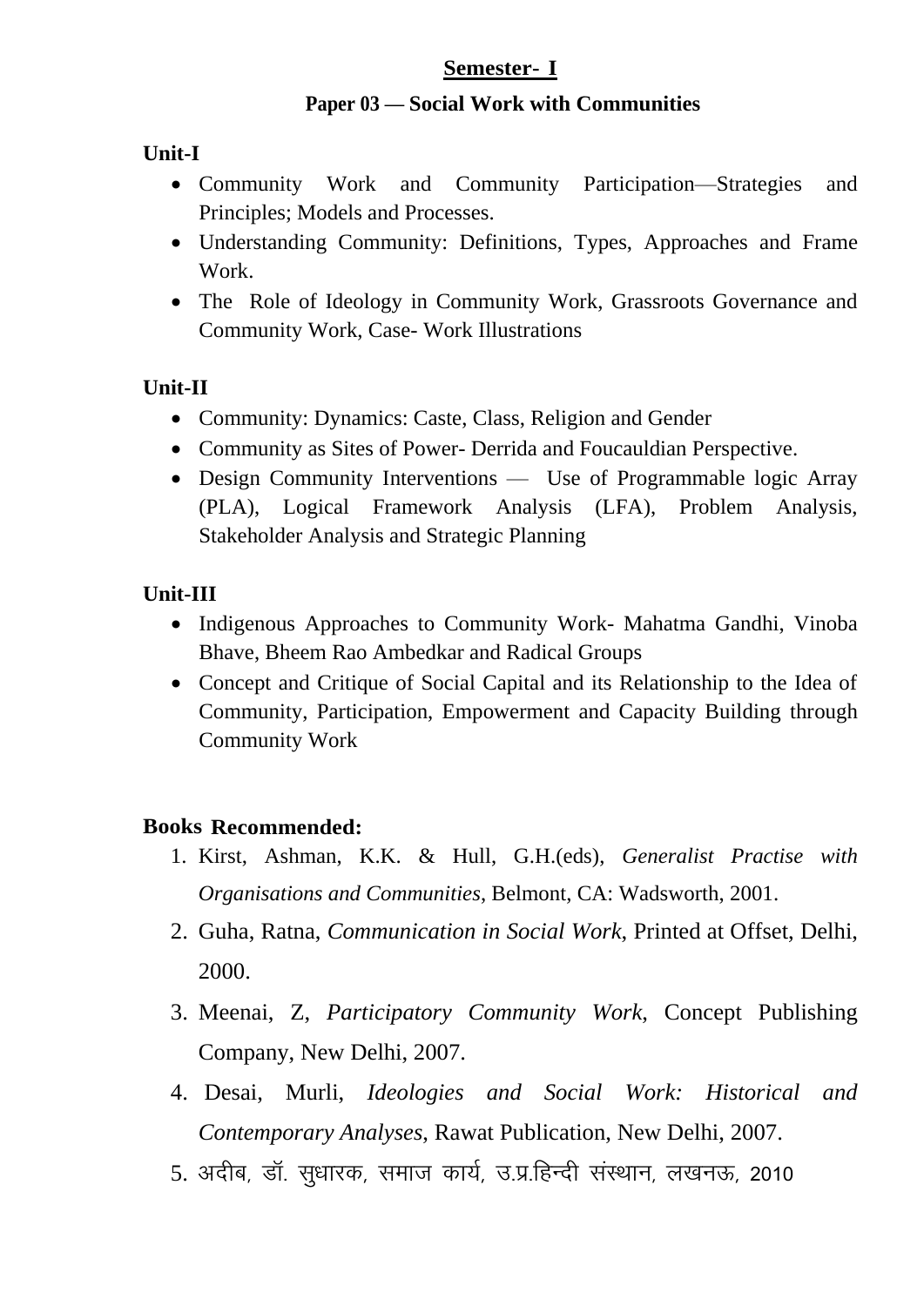## Semester- I

### Paper 03 — Social Work with Communities

**Unit-I**

- Community Work and Community Participation—Strategies and Principles; Models and Processes.
- Understanding Community: Definitions, Types, Approaches and Frame Work.
- The Role of Ideology in Community Work, Grassroots Governance and Community Work, Case- Work Illustrations

**Unit-II**

- Community: Dynamics: Caste, Class, Religion and Gender
- Community as Sites of Power- Derrida and Foucauldian Perspective.
- Design Community Interventions — Use of Programmable logic Array (PLA), Logical Framework Analysis (LFA), Problem Analysis, Stakeholder Analysis and Strategic Planning

**Unit-III**

- Indigenous Approaches to Community Work- Mahatma Gandhi, Vinoba Bhave, Bheem Rao Ambedkar and Radical Groups
- Concept and Critique of Social Capital and its Relationship to the Idea of Community, Participation, Empowerment and Capacity Building through Community Work

**Books Recommended:**

1. Kirst, Ashman, K.K. & Hull, G.H.(eds), *Generalist Practise with Organisations and Communities*, Belmont, CA: Wadsworth, 2001.
2. Guha, Ratna, *Communication in Social Work*, Printed at Offset, Delhi, 2000.
3. Meenai, Z, *Participatory Community Work*, Concept Publishing Company, New Delhi, 2007.
4. Desai, Murli, *Ideologies and Social Work: Historical and Contemporary Analyses*, Rawat Publication, New Delhi, 2007.
5. अदीब, डॉ. सुधारक, समाज कार्य, उ.प्र.हिन्दी संस्थान, लखनऊ, 2010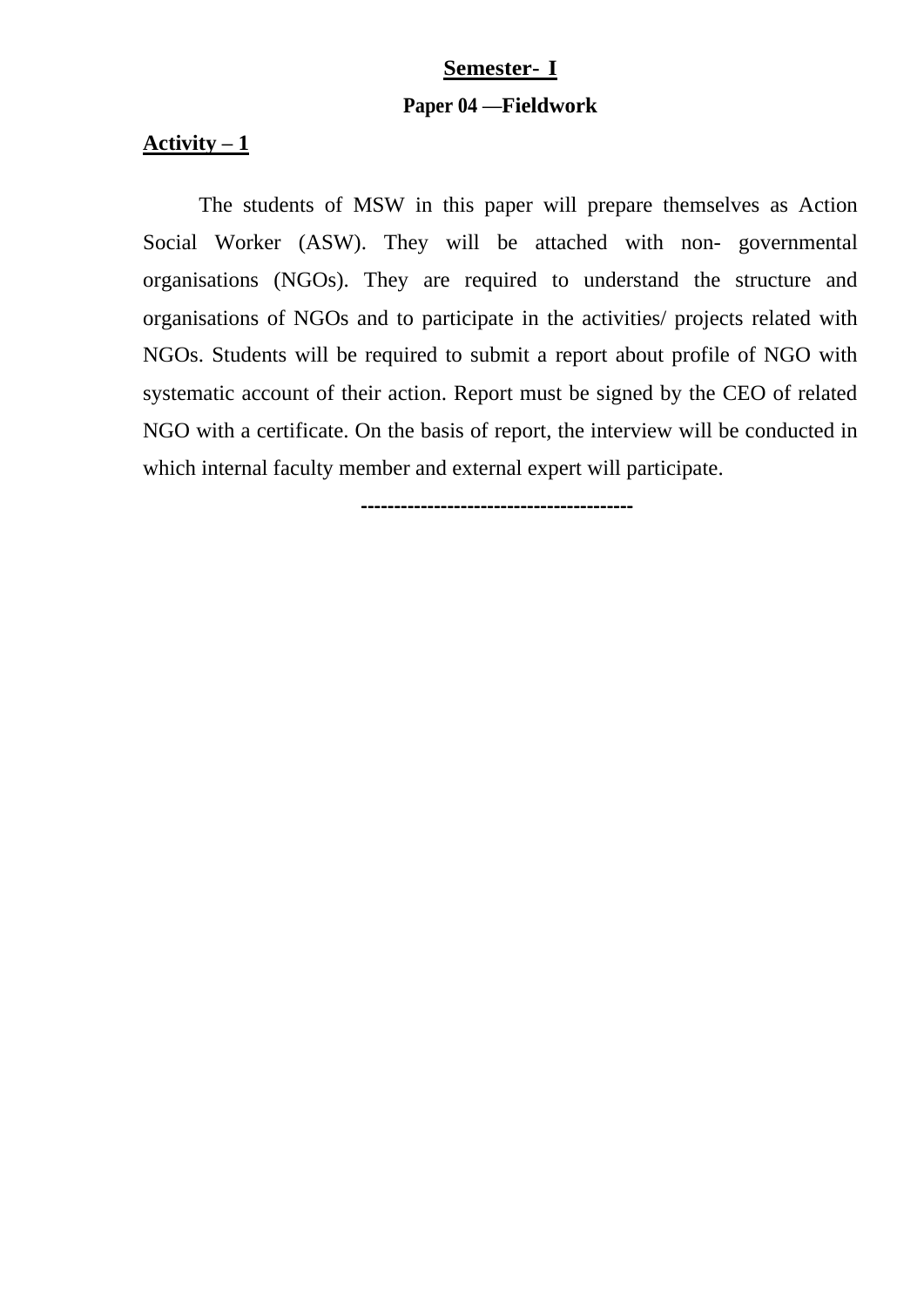## Semester- I

### Paper 04 —Fieldwork

**Activity – 1**

The students of MSW in this paper will prepare themselves as Action Social Worker (ASW). They will be attached with non- governmental organisations (NGOs). They are required to understand the structure and organisations of NGOs and to participate in the activities/ projects related with NGOs. Students will be required to submit a report about profile of NGO with systematic account of their action. Report must be signed by the CEO of related NGO with a certificate. On the basis of report, the interview will be conducted in which internal faculty member and external expert will participate.

----------------------------------------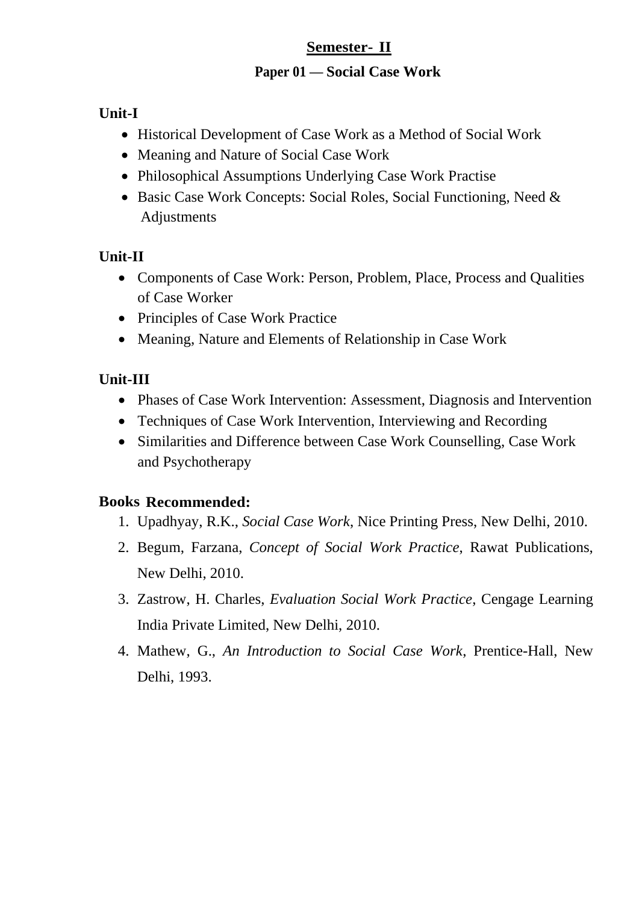## Semester- II

### Paper 01 — Social Case Work

**Unit-I**

- Historical Development of Case Work as a Method of Social Work
- Meaning and Nature of Social Case Work
- Philosophical Assumptions Underlying Case Work Practise
- Basic Case Work Concepts: Social Roles, Social Functioning, Need & Adjustments

**Unit-II**

- Components of Case Work: Person, Problem, Place, Process and Qualities of Case Worker
- Principles of Case Work Practice
- Meaning, Nature and Elements of Relationship in Case Work

**Unit-III**

- Phases of Case Work Intervention: Assessment, Diagnosis and Intervention
- Techniques of Case Work Intervention, Interviewing and Recording
- Similarities and Difference between Case Work Counselling, Case Work and Psychotherapy

**Books Recommended:**

1. Upadhyay, R.K., *Social Case Work*, Nice Printing Press, New Delhi, 2010.
2. Begum, Farzana, *Concept of Social Work Practice,* Rawat Publications, New Delhi, 2010.
3. Zastrow, H. Charles, *Evaluation Social Work Practice*, Cengage Learning India Private Limited, New Delhi, 2010.
4. Mathew, G., *An Introduction to Social Case Work*, Prentice-Hall, New Delhi, 1993.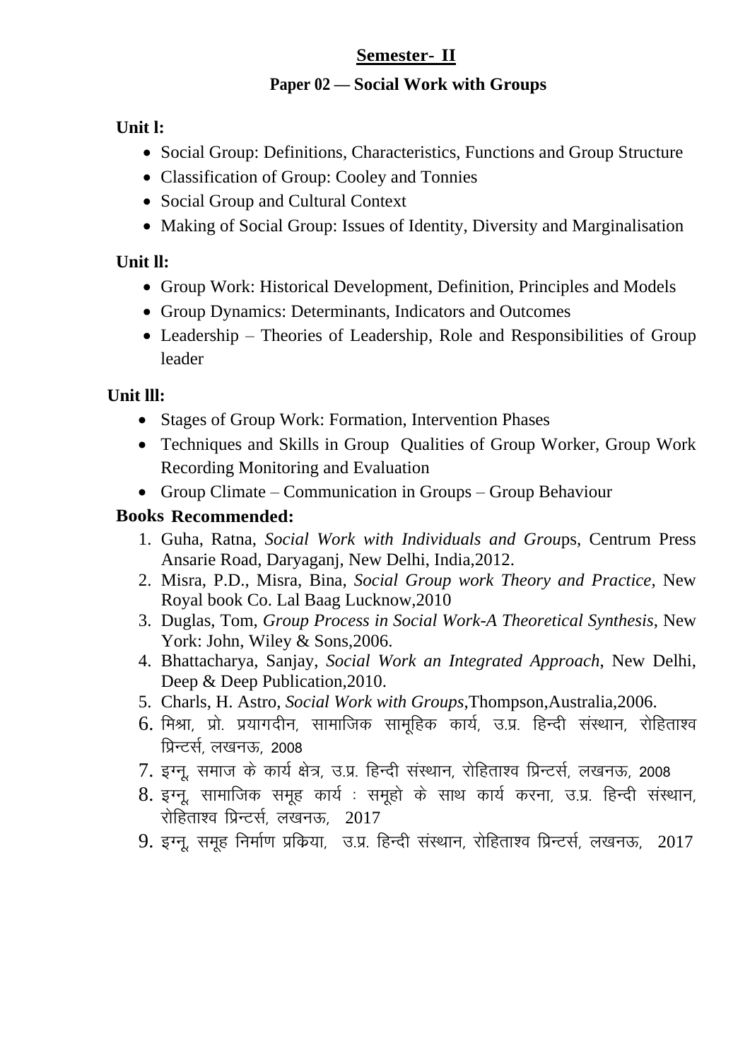## Semester- II

### Paper 02 — Social Work with Groups

**Unit l:**

- Social Group: Definitions, Characteristics, Functions and Group Structure
- Classification of Group: Cooley and Tonnies
- Social Group and Cultural Context
- Making of Social Group: Issues of Identity, Diversity and Marginalisation

**Unit ll:**

- Group Work: Historical Development, Definition, Principles and Models
- Group Dynamics: Determinants, Indicators and Outcomes
- Leadership – Theories of Leadership, Role and Responsibilities of Group leader

**Unit lll:**

- Stages of Group Work: Formation, Intervention Phases
- Techniques and Skills in Group Qualities of Group Worker, Group Work Recording Monitoring and Evaluation
- Group Climate – Communication in Groups – Group Behaviour

**Books Recommended:**

1. Guha, Ratna, *Social Work with Individuals and Groups*, Centrum Press Ansarie Road, Daryaganj, New Delhi, India,2012.
2. Misra, P.D., Misra, Bina, *Social Group work Theory and Practice*, New Royal book Co. Lal Baag Lucknow,2010
3. Duglas, Tom, *Group Process in Social Work-A Theoretical Synthesis*, New York: John, Wiley & Sons,2006.
4. Bhattacharya, Sanjay, *Social Work an Integrated Approach*, New Delhi, Deep & Deep Publication,2010.
5. Charls, H. Astro, *Social Work with Groups*,Thompson,Australia,2006.
6. मिश्रा, प्रो. प्रयागदीन, सामाजिक सामूहिक कार्य, उ.प्र. हिन्दी संस्थान, रोहिताश्व प्रिन्टर्स, लखनऊ, 2008
7. इग्नू, समाज के कार्य क्षेत्र, उ.प्र. हिन्दी संस्थान, रोहिताश्व प्रिन्टर्स, लखनऊ, 2008
8. इग्नू, सामाजिक समूह कार्य : समूहो के साथ कार्य करना, उ.प्र. हिन्दी संस्थान, रोहिताश्व प्रिन्टर्स, लखनऊ, 2017
9. इग्नू, समूह निर्माण प्रक्रिया, उ.प्र. हिन्दी संस्थान, रोहिताश्व प्रिन्टर्स, लखनऊ, 2017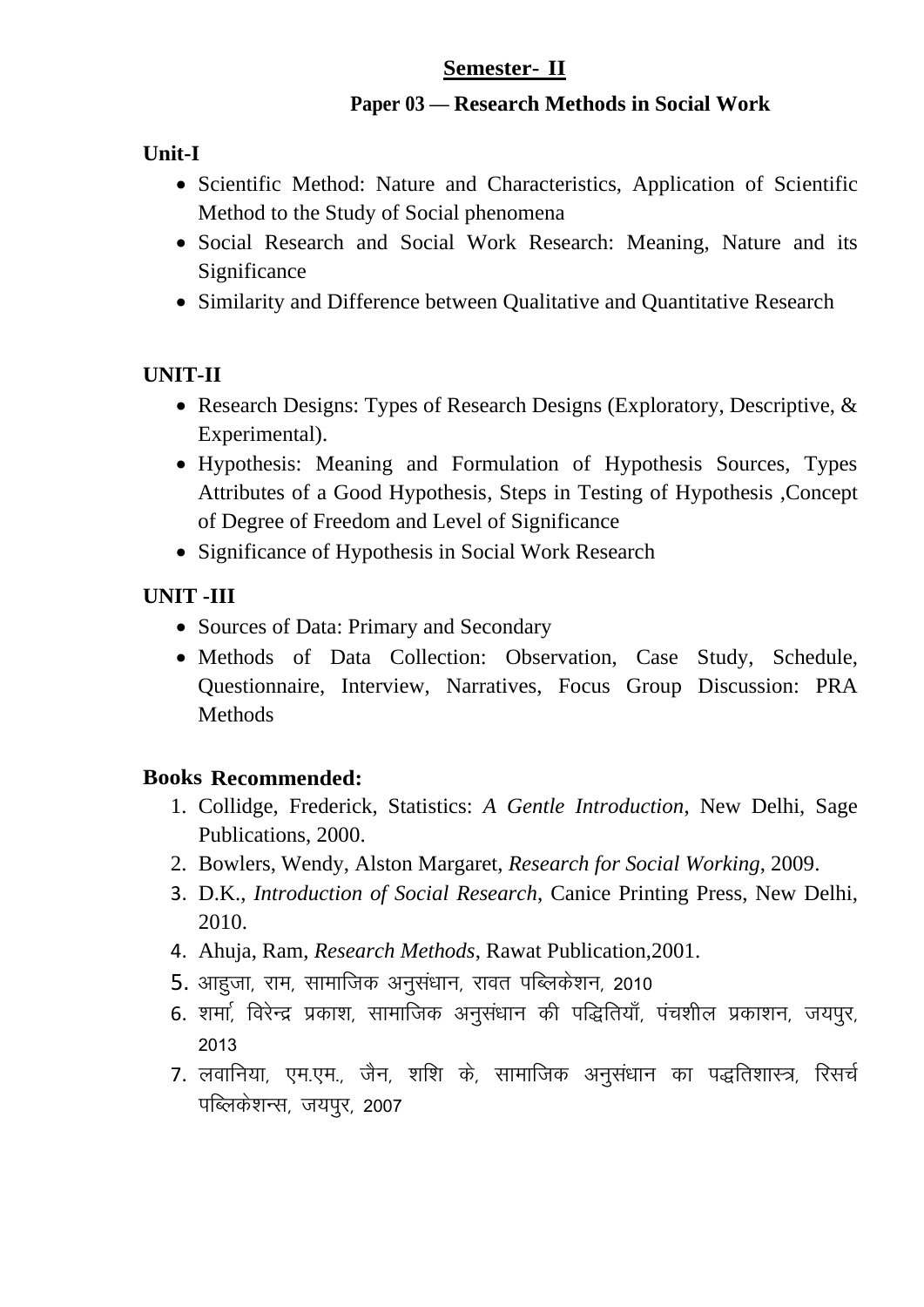## Semester- II

### Paper 03 — Research Methods in Social Work

**Unit-I**

- Scientific Method: Nature and Characteristics, Application of Scientific Method to the Study of Social phenomena
- Social Research and Social Work Research: Meaning, Nature and its Significance
- Similarity and Difference between Qualitative and Quantitative Research

**UNIT-II**

- Research Designs: Types of Research Designs (Exploratory, Descriptive, & Experimental).
- Hypothesis: Meaning and Formulation of Hypothesis Sources, Types Attributes of a Good Hypothesis, Steps in Testing of Hypothesis ,Concept of Degree of Freedom and Level of Significance
- Significance of Hypothesis in Social Work Research

**UNIT -III**

- Sources of Data: Primary and Secondary
- Methods of Data Collection: Observation, Case Study, Schedule, Questionnaire, Interview, Narratives, Focus Group Discussion: PRA Methods

**Books Recommended:**

1. Collidge, Frederick, Statistics: *A Gentle Introduction*, New Delhi, Sage Publications, 2000.
2. Bowlers, Wendy, Alston Margaret, *Research for Social Working*, 2009.
3. D.K., *Introduction of Social Research*, Canice Printing Press, New Delhi, 2010.
4. Ahuja, Ram, *Research Methods*, Rawat Publication,2001.
5. आहुजा, राम, सामाजिक अनुसंधान, रावत पब्लिकेशन, 2010
6. शर्मा, विरेन्द्र प्रकाश, सामाजिक अनुसंधान की पद्धितियाँ, पंचशील प्रकाशन, जयपुर, 2013
7. लवानिया, एम.एम., जैन, शशि के, सामाजिक अनुसंधान का पद्धतिशास्त्र, रिसर्च पब्लिकेशन्स, जयपुर, 2007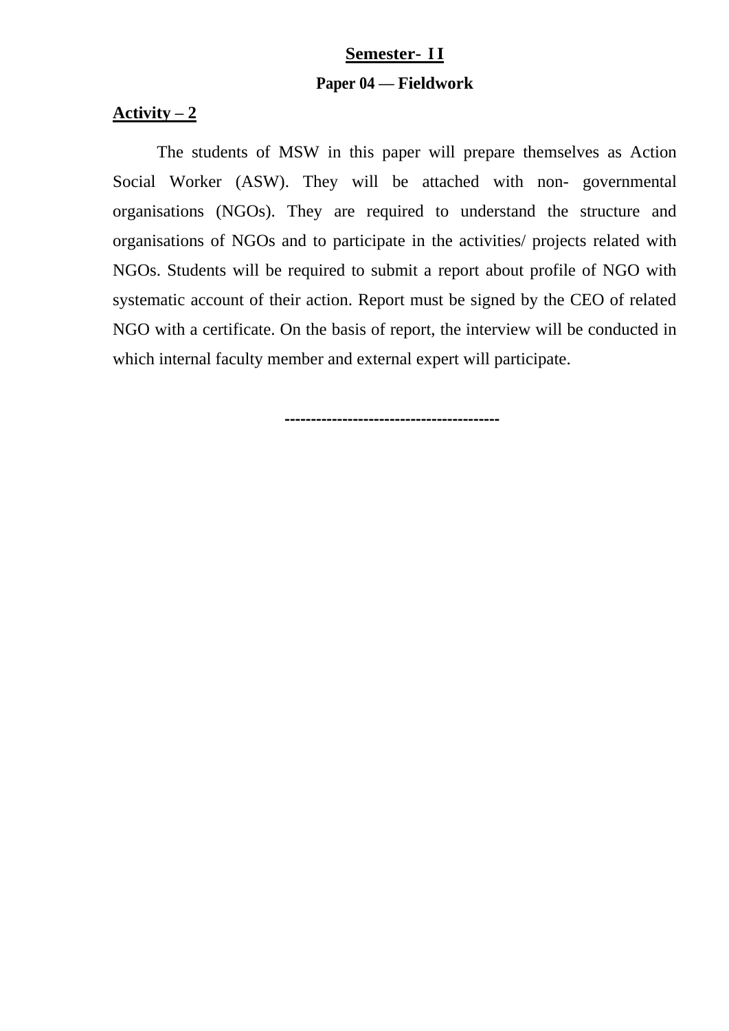## Semester- II

### Paper 04 — Fieldwork

**Activity – 2**

The students of MSW in this paper will prepare themselves as Action Social Worker (ASW). They will be attached with non- governmental organisations (NGOs). They are required to understand the structure and organisations of NGOs and to participate in the activities/ projects related with NGOs. Students will be required to submit a report about profile of NGO with systematic account of their action. Report must be signed by the CEO of related NGO with a certificate. On the basis of report, the interview will be conducted in which internal faculty member and external expert will participate.

----------------------------------------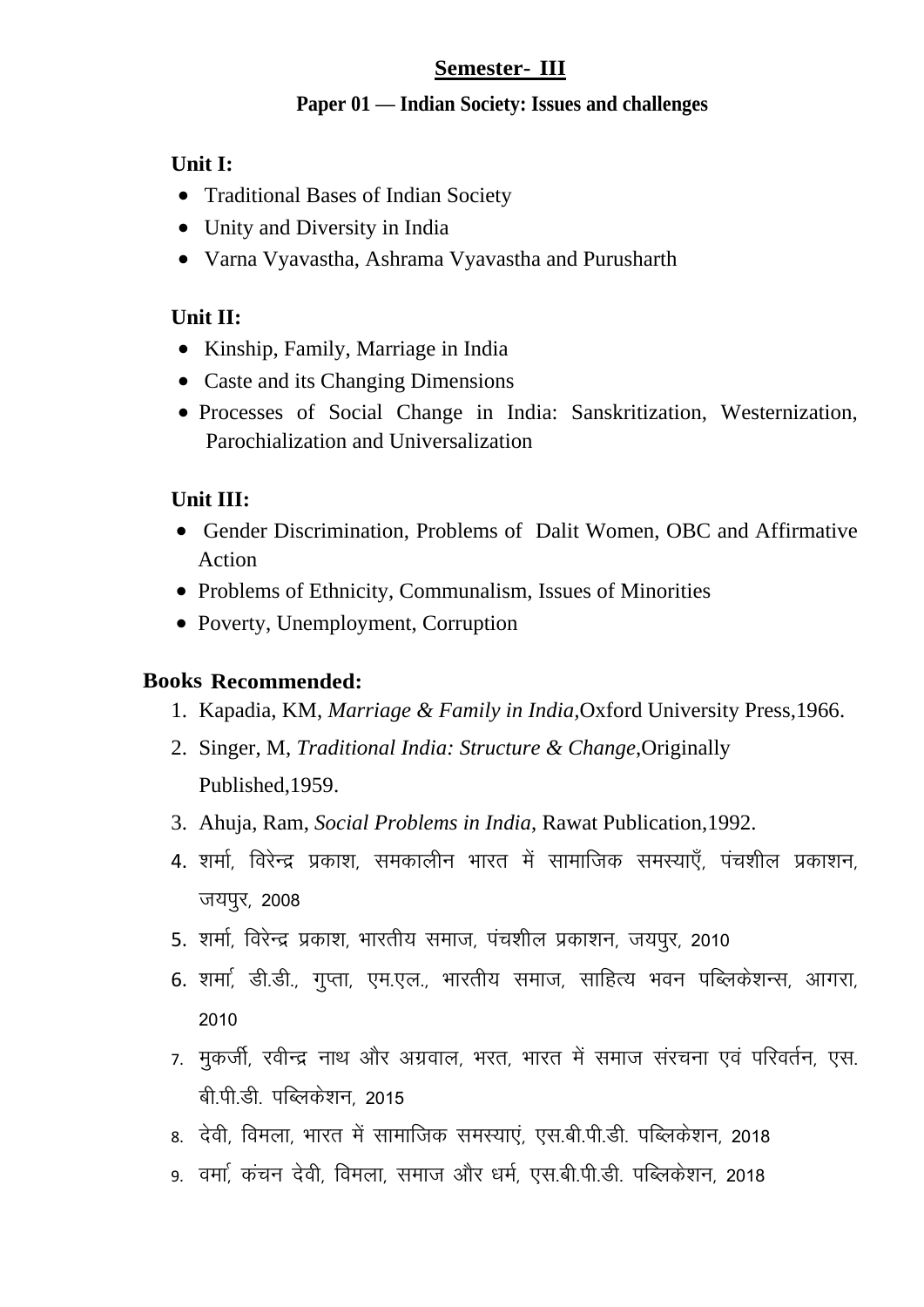## Semester- III

### Paper 01 — Indian Society: Issues and challenges

**Unit I:**

- Traditional Bases of Indian Society
- Unity and Diversity in India
- Varna Vyavastha, Ashrama Vyavastha and Purusharth

**Unit II:**

- Kinship, Family, Marriage in India
- Caste and its Changing Dimensions
- Processes of Social Change in India: Sanskritization, Westernization, Parochialization and Universalization

**Unit III:**

- Gender Discrimination, Problems of Dalit Women, OBC and Affirmative Action
- Problems of Ethnicity, Communalism, Issues of Minorities
- Poverty, Unemployment, Corruption

**Books Recommended:**

1. Kapadia, KM, *Marriage & Family in India*,Oxford University Press,1966.
2. Singer, M, *Traditional India: Structure & Change*,Originally Published,1959.
3. Ahuja, Ram, *Social Problems in India*, Rawat Publication,1992.
4. शर्मा, विरेन्द्र प्रकाश, समकालीन भारत में सामाजिक समस्याएँ, पंचशील प्रकाशन, जयपुर, 2008
5. शर्मा, विरेन्द्र प्रकाश, भारतीय समाज, पंचशील प्रकाशन, जयपुर, 2010
6. शर्मा, डी.डी., गुप्ता, एम.एल., भारतीय समाज, साहित्य भवन पब्लिकेशन्स, आगरा, 2010
7. मुकर्जी, रवीन्द्र नाथ और अग्रवाल, भरत, भारत में समाज संरचना एवं परिवर्तन, एस.बी.पी.डी. पब्लिकेशन, 2015
8. देवी, विमला, भारत में सामाजिक समस्याएं, एस.बी.पी.डी. पब्लिकेशन, 2018
9. वर्मा, कंचन देवी, विमला, समाज और धर्म, एस.बी.पी.डी. पब्लिकेशन, 2018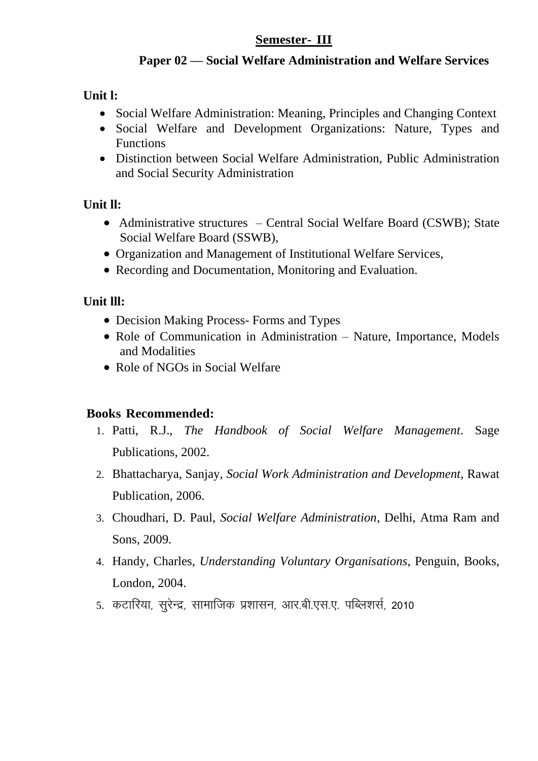## Semester- III

### Paper 02 — Social Welfare Administration and Welfare Services

**Unit l:**

- Social Welfare Administration: Meaning, Principles and Changing Context
- Social Welfare and Development Organizations: Nature, Types and Functions
- Distinction between Social Welfare Administration, Public Administration and Social Security Administration

**Unit ll:**

- Administrative structures – Central Social Welfare Board (CSWB); State Social Welfare Board (SSWB),
- Organization and Management of Institutional Welfare Services,
- Recording and Documentation, Monitoring and Evaluation.

**Unit lll:**

- Decision Making Process- Forms and Types
- Role of Communication in Administration – Nature, Importance, Models and Modalities
- Role of NGOs in Social Welfare

**Books Recommended:**

1. Patti, R.J., *The Handbook of Social Welfare Management*. Sage Publications, 2002.
2. Bhattacharya, Sanjay, *Social Work Administration and Development*, Rawat Publication, 2006.
3. Choudhari, D. Paul, *Social Welfare Administration*, Delhi, Atma Ram and Sons, 2009.
4. Handy, Charles, *Understanding Voluntary Organisations*, Penguin, Books, London, 2004.
5. कटारिया, सुरेन्द्र, सामाजिक प्रशासन, आर.बी.एस.ए. पब्लिशर्स, 2010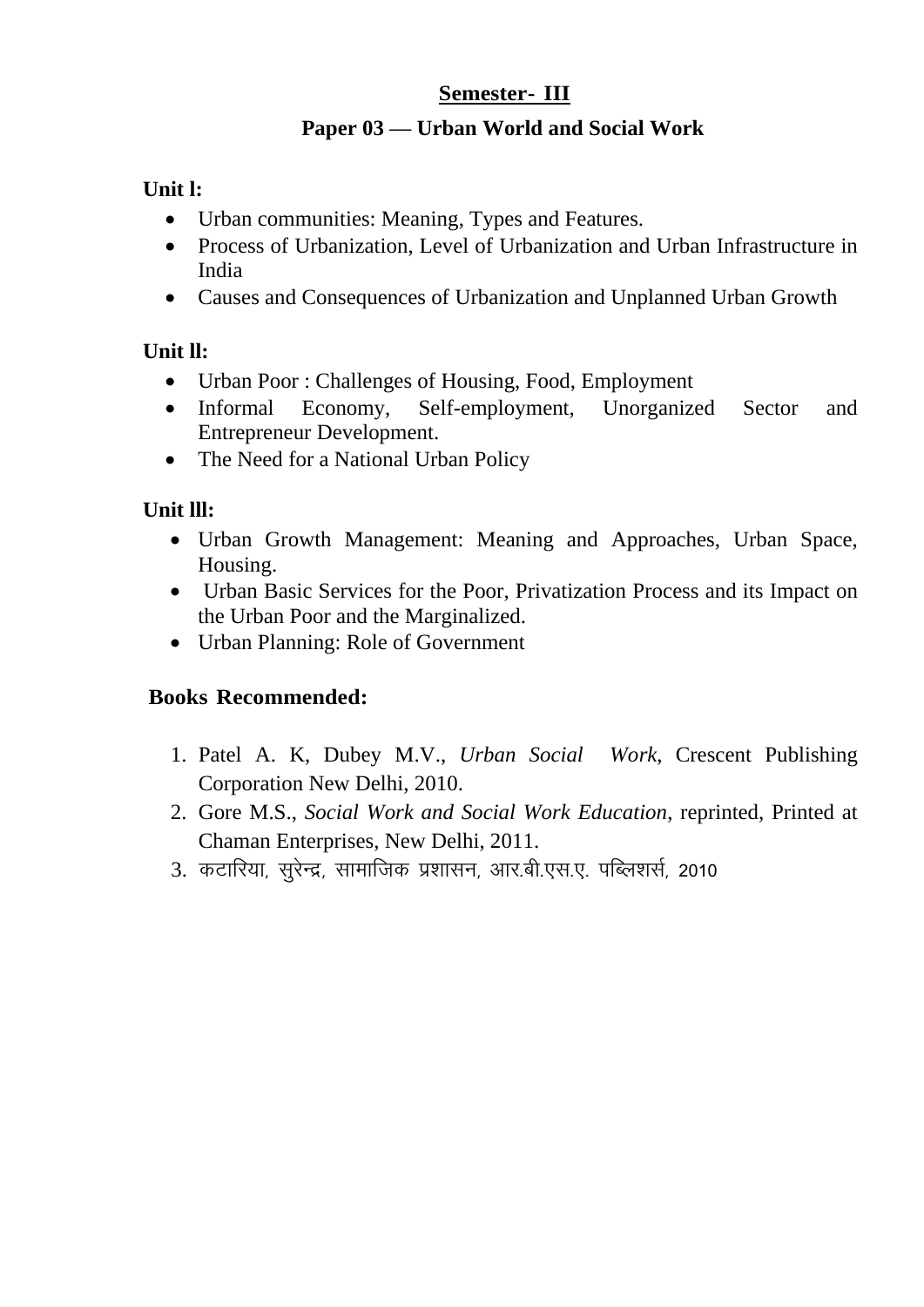## Semester- III

### Paper 03 — Urban World and Social Work

**Unit l:**

- Urban communities: Meaning, Types and Features.
- Process of Urbanization, Level of Urbanization and Urban Infrastructure in India
- Causes and Consequences of Urbanization and Unplanned Urban Growth

**Unit ll:**

- Urban Poor : Challenges of Housing, Food, Employment
- Informal Economy, Self-employment, Unorganized Sector and Entrepreneur Development.
- The Need for a National Urban Policy

**Unit lll:**

- Urban Growth Management: Meaning and Approaches, Urban Space, Housing.
- Urban Basic Services for the Poor, Privatization Process and its Impact on the Urban Poor and the Marginalized.
- Urban Planning: Role of Government

**Books Recommended:**

1. Patel A. K, Dubey M.V., *Urban Social Work*, Crescent Publishing Corporation New Delhi, 2010.
2. Gore M.S., *Social Work and Social Work Education*, reprinted, Printed at Chaman Enterprises, New Delhi, 2011.
3. कटारिया, सुरेन्द्र, सामाजिक प्रशासन, आर.बी.एस.ए. पब्लिशर्स, 2010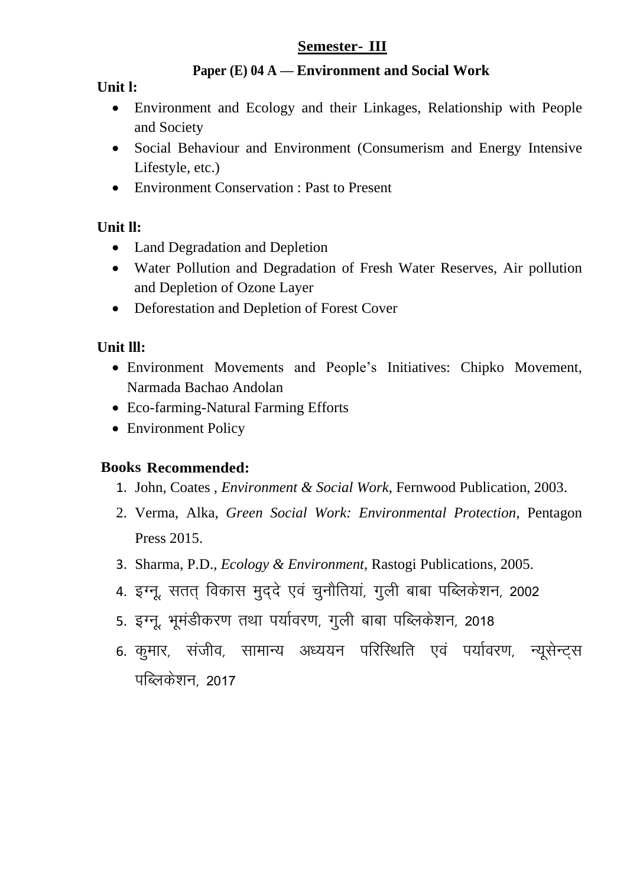## Semester- III

### Paper (E) 04 A — Environment and Social Work

**Unit l:**

- Environment and Ecology and their Linkages, Relationship with People and Society
- Social Behaviour and Environment (Consumerism and Energy Intensive Lifestyle, etc.)
- Environment Conservation : Past to Present

**Unit ll:**

- Land Degradation and Depletion
- Water Pollution and Degradation of Fresh Water Reserves, Air pollution and Depletion of Ozone Layer
- Deforestation and Depletion of Forest Cover

**Unit lll:**

- Environment Movements and People's Initiatives: Chipko Movement, Narmada Bachao Andolan
- Eco-farming-Natural Farming Efforts
- Environment Policy

**Books Recommended:**

1. John, Coates , *Environment & Social Work*, Fernwood Publication, 2003.
2. Verma, Alka, *Green Social Work: Environmental Protection*, Pentagon Press 2015.
3. Sharma, P.D., *Ecology & Environment*, Rastogi Publications, 2005.
4. इग्नू, सतत् विकास मुद्दे एवं चुनौतियां, गुली बाबा पब्लिकेशन, 2002
5. इग्नू, भूमंडीकरण तथा पर्यावरण, गुली बाबा पब्लिकेशन, 2018
6. कुमार, संजीव, सामान्य अध्ययन परिस्थिति एवं पर्यावरण, न्यूसेन्ट्स पब्लिकेशन, 2017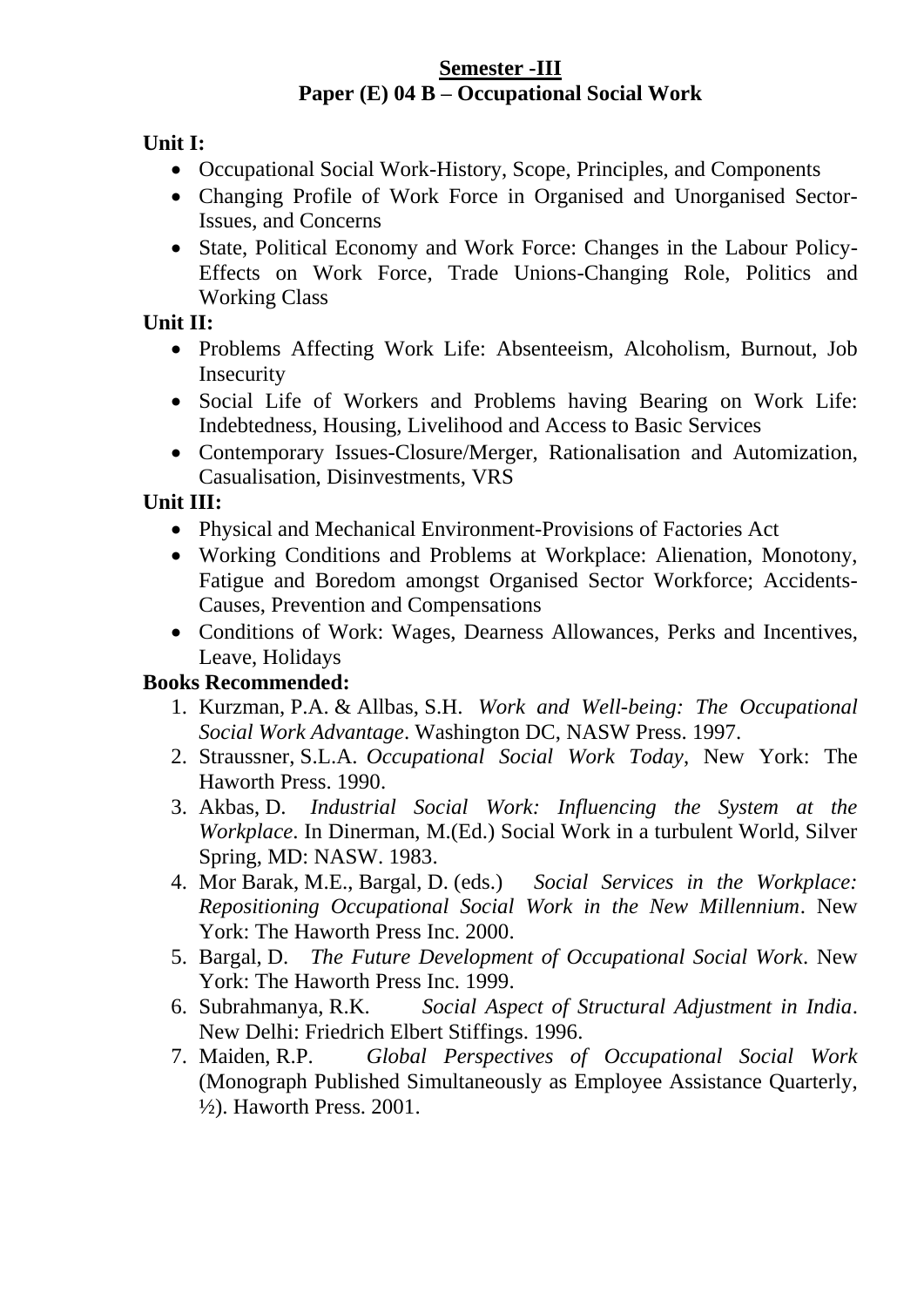## Semester -III

## Paper (E) 04 B – Occupational Social Work

**Unit I:**

- Occupational Social Work-History, Scope, Principles, and Components
- Changing Profile of Work Force in Organised and Unorganised Sector-Issues, and Concerns
- State, Political Economy and Work Force: Changes in the Labour Policy-Effects on Work Force, Trade Unions-Changing Role, Politics and Working Class

**Unit II:**

- Problems Affecting Work Life: Absenteeism, Alcoholism, Burnout, Job Insecurity
- Social Life of Workers and Problems having Bearing on Work Life: Indebtedness, Housing, Livelihood and Access to Basic Services
- Contemporary Issues-Closure/Merger, Rationalisation and Automization, Casualisation, Disinvestments, VRS

**Unit III:**

- Physical and Mechanical Environment-Provisions of Factories Act
- Working Conditions and Problems at Workplace: Alienation, Monotony, Fatigue and Boredom amongst Organised Sector Workforce; Accidents-Causes, Prevention and Compensations
- Conditions of Work: Wages, Dearness Allowances, Perks and Incentives, Leave, Holidays

**Books Recommended:**

1. Kurzman, P.A. & Allbas, S.H. *Work and Well-being: The Occupational Social Work Advantage*. Washington DC, NASW Press. 1997.
2. Straussner, S.L.A. *Occupational Social Work Today*, New York: The Haworth Press. 1990.
3. Akbas, D. *Industrial Social Work: Influencing the System at the Workplace*. In Dinerman, M.(Ed.) Social Work in a turbulent World, Silver Spring, MD: NASW. 1983.
4. Mor Barak, M.E., Bargal, D. (eds.) *Social Services in the Workplace: Repositioning Occupational Social Work in the New Millennium*. New York: The Haworth Press Inc. 2000.
5. Bargal, D. *The Future Development of Occupational Social Work*. New York: The Haworth Press Inc. 1999.
6. Subrahmanya, R.K. *Social Aspect of Structural Adjustment in India*. New Delhi: Friedrich Elbert Stiffings. 1996.
7. Maiden, R.P. *Global Perspectives of Occupational Social Work* (Monograph Published Simultaneously as Employee Assistance Quarterly, ½). Haworth Press. 2001.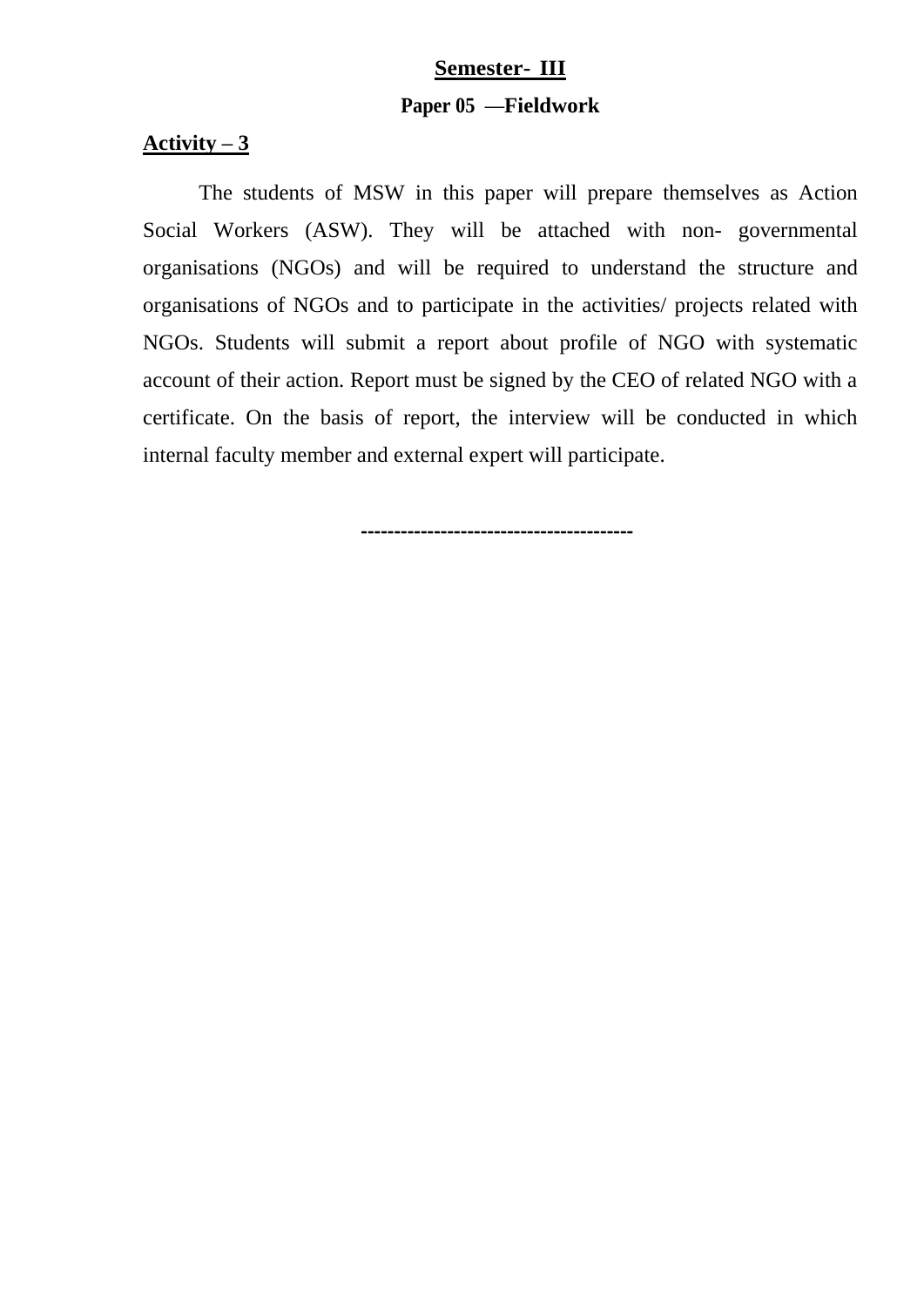**Semester- III**

**Paper 05 —Fieldwork**

**Activity – 3**

The students of MSW in this paper will prepare themselves as Action Social Workers (ASW). They will be attached with non- governmental organisations (NGOs) and will be required to understand the structure and organisations of NGOs and to participate in the activities/ projects related with NGOs. Students will submit a report about profile of NGO with systematic account of their action. Report must be signed by the CEO of related NGO with a certificate. On the basis of report, the interview will be conducted in which internal faculty member and external expert will participate.

----------------------------------------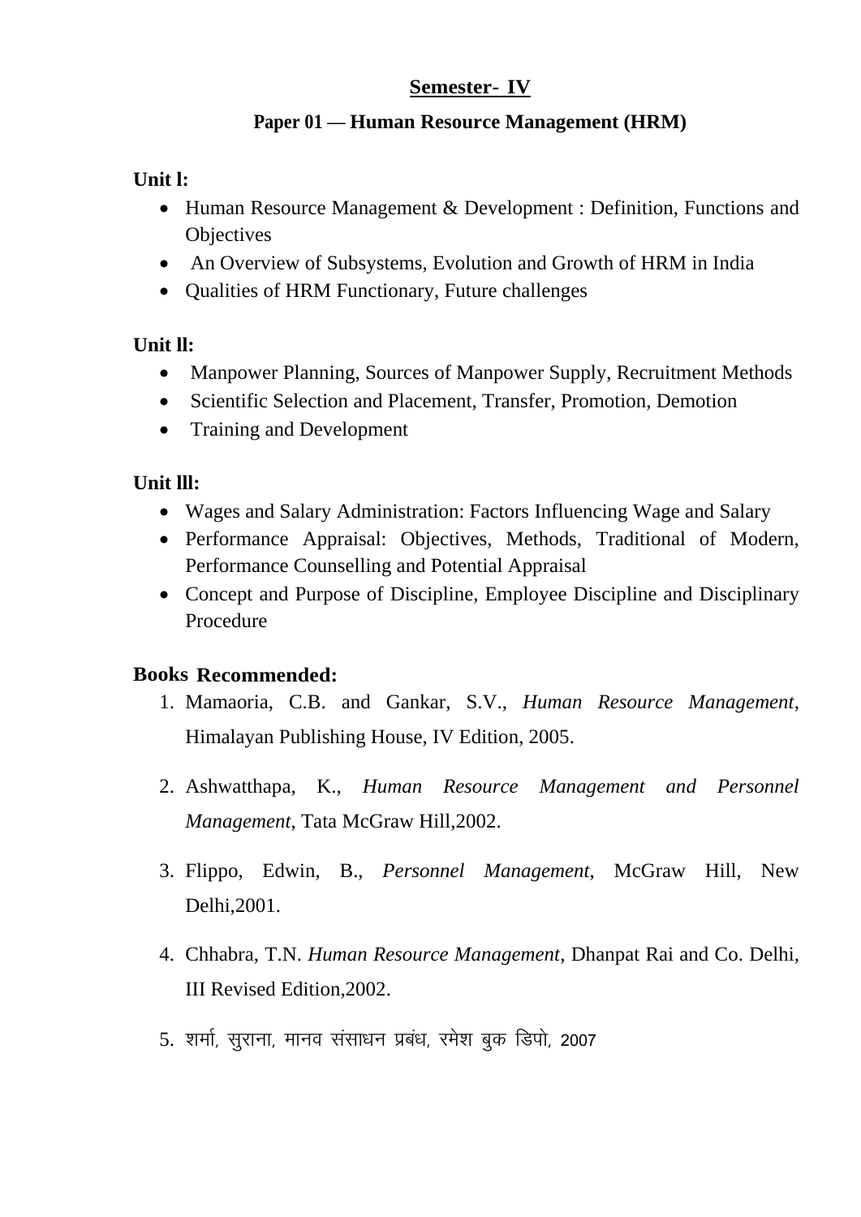## Semester- IV

### Paper 01 — Human Resource Management (HRM)

**Unit l:**

- Human Resource Management & Development : Definition, Functions and Objectives
- An Overview of Subsystems, Evolution and Growth of HRM in India
- Qualities of HRM Functionary, Future challenges

**Unit ll:**

- Manpower Planning, Sources of Manpower Supply, Recruitment Methods
- Scientific Selection and Placement, Transfer, Promotion, Demotion
- Training and Development

**Unit lll:**

- Wages and Salary Administration: Factors Influencing Wage and Salary
- Performance Appraisal: Objectives, Methods, Traditional of Modern, Performance Counselling and Potential Appraisal
- Concept and Purpose of Discipline, Employee Discipline and Disciplinary Procedure

**Books Recommended:**

1. Mamaoria, C.B. and Gankar, S.V., *Human Resource Management*, Himalayan Publishing House, IV Edition, 2005.
2. Ashwatthapa, K., *Human Resource Management and Personnel Management*, Tata McGraw Hill,2002.
3. Flippo, Edwin, B., *Personnel Management*, McGraw Hill, New Delhi,2001.
4. Chhabra, T.N. *Human Resource Management*, Dhanpat Rai and Co. Delhi, III Revised Edition,2002.
5. शर्मा, सुराना, मानव संसाधन प्रबंध, रमेश बुक डिपो, 2007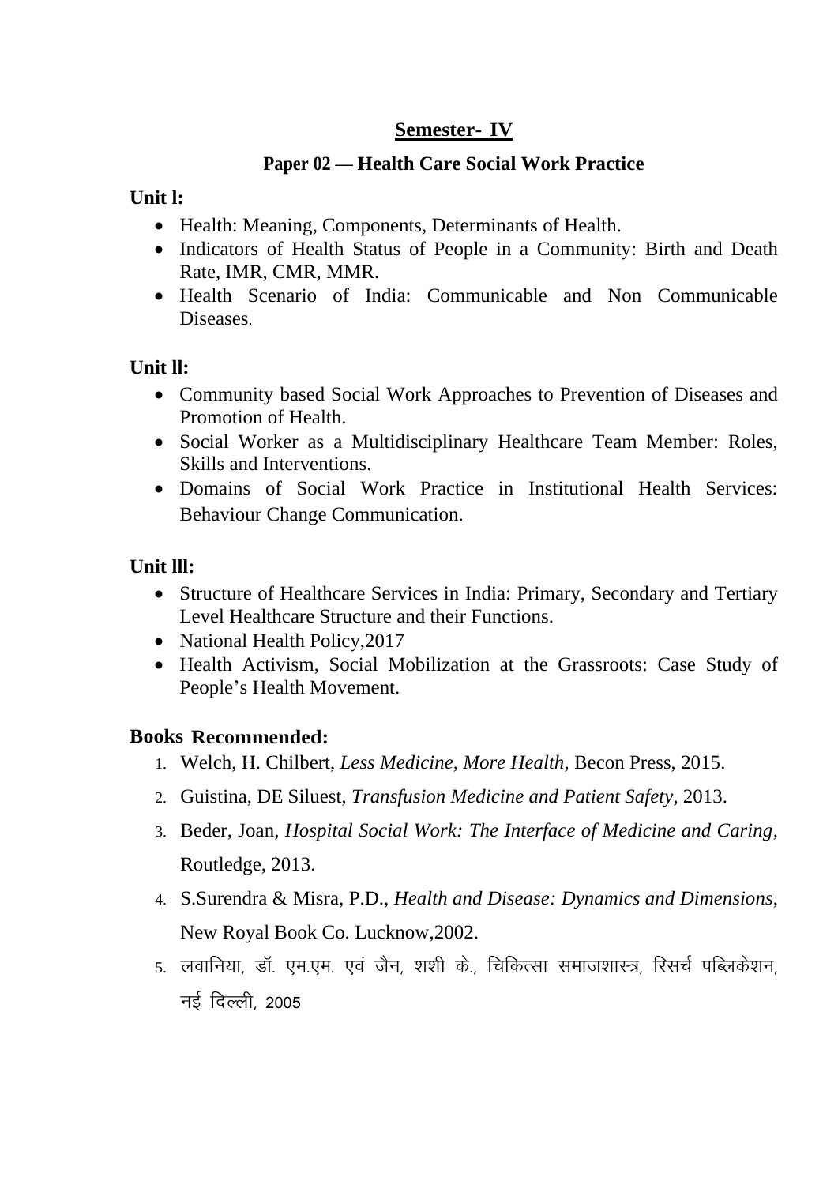## Semester- IV

### Paper 02 — Health Care Social Work Practice

**Unit l:**

- Health: Meaning, Components, Determinants of Health.
- Indicators of Health Status of People in a Community: Birth and Death Rate, IMR, CMR, MMR.
- Health Scenario of India: Communicable and Non Communicable Diseases.

**Unit ll:**

- Community based Social Work Approaches to Prevention of Diseases and Promotion of Health.
- Social Worker as a Multidisciplinary Healthcare Team Member: Roles, Skills and Interventions.
- Domains of Social Work Practice in Institutional Health Services: Behaviour Change Communication.

**Unit lll:**

- Structure of Healthcare Services in India: Primary, Secondary and Tertiary Level Healthcare Structure and their Functions.
- National Health Policy,2017
- Health Activism, Social Mobilization at the Grassroots: Case Study of People's Health Movement.

**Books Recommended:**

1. Welch, H. Chilbert, *Less Medicine, More Health*, Becon Press, 2015.
2. Guistina, DE Siluest, *Transfusion Medicine and Patient Safety*, 2013.
3. Beder, Joan, *Hospital Social Work: The Interface of Medicine and Caring*, Routledge, 2013.
4. S.Surendra & Misra, P.D., *Health and Disease: Dynamics and Dimensions*, New Royal Book Co. Lucknow,2002.
5. लवानिया, डॉ. एम.एम. एवं जैन, शशी के., चिकित्सा समाजशास्त्र, रिसर्च पब्लिकेशन, नई दिल्ली, 2005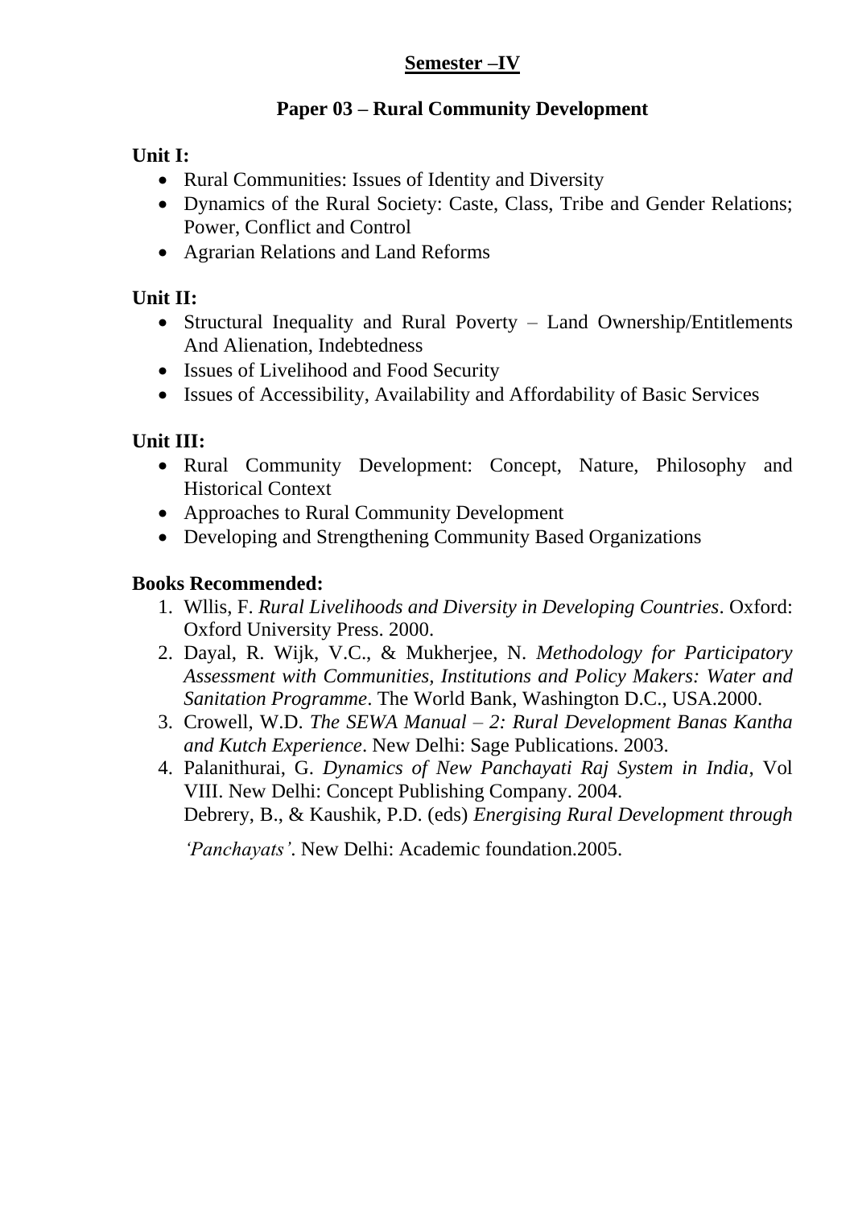## Semester –IV

### Paper 03 – Rural Community Development

**Unit I:**

- Rural Communities: Issues of Identity and Diversity
- Dynamics of the Rural Society: Caste, Class, Tribe and Gender Relations; Power, Conflict and Control
- Agrarian Relations and Land Reforms

**Unit II:**

- Structural Inequality and Rural Poverty – Land Ownership/Entitlements And Alienation, Indebtedness
- Issues of Livelihood and Food Security
- Issues of Accessibility, Availability and Affordability of Basic Services

**Unit III:**

- Rural Community Development: Concept, Nature, Philosophy and Historical Context
- Approaches to Rural Community Development
- Developing and Strengthening Community Based Organizations

**Books Recommended:**

1. Wllis, F. *Rural Livelihoods and Diversity in Developing Countries*. Oxford: Oxford University Press. 2000.
2. Dayal, R. Wijk, V.C., & Mukherjee, N. *Methodology for Participatory Assessment with Communities, Institutions and Policy Makers: Water and Sanitation Programme*. The World Bank, Washington D.C., USA.2000.
3. Crowell, W.D. *The SEWA Manual – 2: Rural Development Banas Kantha and Kutch Experience*. New Delhi: Sage Publications. 2003.
4. Palanithurai, G. *Dynamics of New Panchayati Raj System in India*, Vol VIII. New Delhi: Concept Publishing Company. 2004.
   Debrery, B., & Kaushik, P.D. (eds) *Energising Rural Development through 'Panchayats'*. New Delhi: Academic foundation.2005.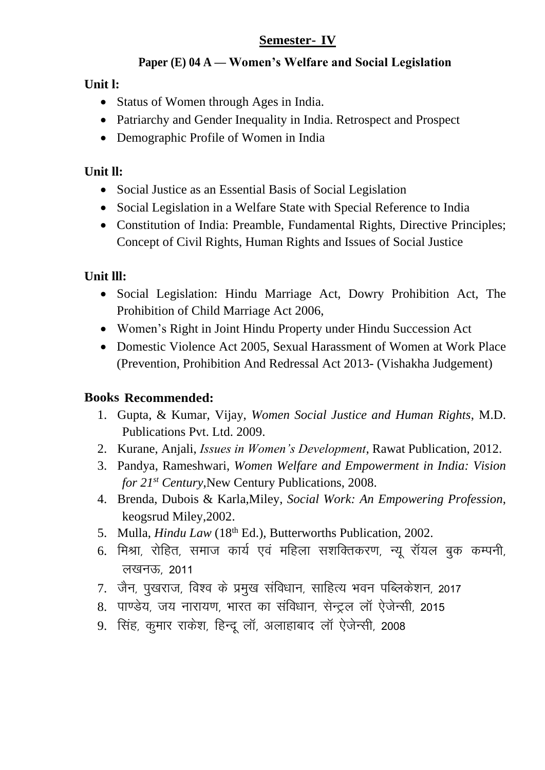## Semester- IV

### Paper (E) 04 A — Women's Welfare and Social Legislation

**Unit l:**

- Status of Women through Ages in India.
- Patriarchy and Gender Inequality in India. Retrospect and Prospect
- Demographic Profile of Women in India

**Unit ll:**

- Social Justice as an Essential Basis of Social Legislation
- Social Legislation in a Welfare State with Special Reference to India
- Constitution of India: Preamble, Fundamental Rights, Directive Principles; Concept of Civil Rights, Human Rights and Issues of Social Justice

**Unit lll:**

- Social Legislation: Hindu Marriage Act, Dowry Prohibition Act, The Prohibition of Child Marriage Act 2006,
- Women's Right in Joint Hindu Property under Hindu Succession Act
- Domestic Violence Act 2005, Sexual Harassment of Women at Work Place (Prevention, Prohibition And Redressal Act 2013- (Vishakha Judgement)

**Books Recommended:**

1. Gupta, & Kumar, Vijay, *Women Social Justice and Human Rights*, M.D. Publications Pvt. Ltd. 2009.
2. Kurane, Anjali, *Issues in Women's Development*, Rawat Publication, 2012.
3. Pandya, Rameshwari, *Women Welfare and Empowerment in India: Vision for 21st Century*,New Century Publications, 2008.
4. Brenda, Dubois & Karla,Miley, *Social Work: An Empowering Profession*, keogsrud Miley,2002.
5. Mulla, *Hindu Law* (18th Ed.), Butterworths Publication, 2002.
6. मिश्रा, रोहित, समाज कार्य एवं महिला सशक्तिकरण, न्यू रॉयल बुक कम्पनी, लखनऊ, 2011
7. जैन, पुखराज, विश्व के प्रमुख संविधान, साहित्य भवन पब्लिकेशन, 2017
8. पाण्डेय, जय नारायण, भारत का संविधान, सेन्ट्रल लॉ ऐजेन्सी, 2015
9. सिंह, कुमार राकेश, हिन्दू लॉ, अलाहाबाद लॉ ऐजेन्सी, 2008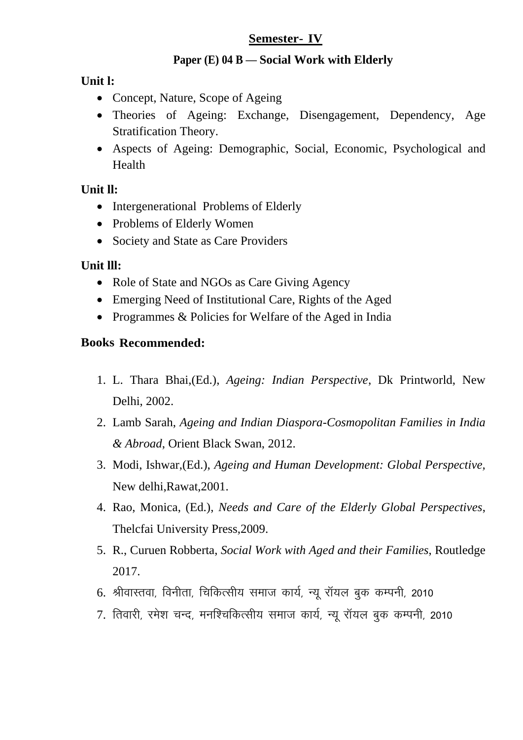## Semester- IV

### Paper (E) 04 B — Social Work with Elderly

**Unit l:**

- Concept, Nature, Scope of Ageing
- Theories of Ageing: Exchange, Disengagement, Dependency, Age Stratification Theory.
- Aspects of Ageing: Demographic, Social, Economic, Psychological and Health

**Unit ll:**

- Intergenerational Problems of Elderly
- Problems of Elderly Women
- Society and State as Care Providers

**Unit lll:**

- Role of State and NGOs as Care Giving Agency
- Emerging Need of Institutional Care, Rights of the Aged
- Programmes & Policies for Welfare of the Aged in India

**Books Recommended:**

1. L. Thara Bhai,(Ed.), *Ageing: Indian Perspective*, Dk Printworld, New Delhi, 2002.
2. Lamb Sarah, *Ageing and Indian Diaspora-Cosmopolitan Families in India & Abroad*, Orient Black Swan, 2012.
3. Modi, Ishwar,(Ed.), *Ageing and Human Development: Global Perspective*, New delhi,Rawat,2001.
4. Rao, Monica, (Ed.), *Needs and Care of the Elderly Global Perspectives*, Thelcfai University Press,2009.
5. R., Curuen Robberta, *Social Work with Aged and their Families*, Routledge 2017.
6. श्रीवास्तवा, विनीता, चिकित्सीय समाज कार्य, न्यू रॉयल बुक कम्पनी, 2010
7. तिवारी, रमेश चन्द, मनश्चिकित्सीय समाज कार्य, न्यू रॉयल बुक कम्पनी, 2010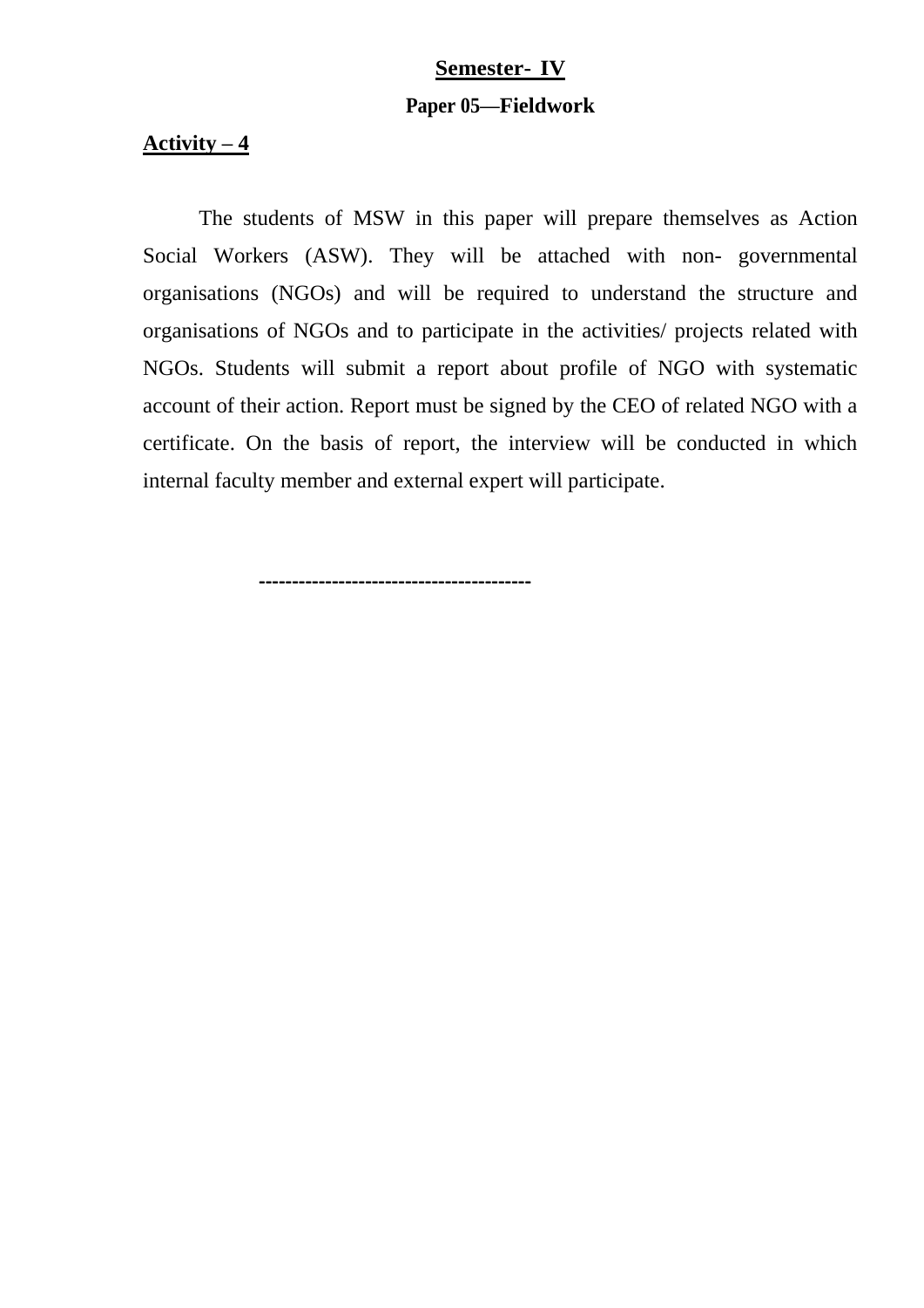## Semester- IV

### Paper 05—Fieldwork

**Activity – 4**

The students of MSW in this paper will prepare themselves as Action Social Workers (ASW). They will be attached with non- governmental organisations (NGOs) and will be required to understand the structure and organisations of NGOs and to participate in the activities/ projects related with NGOs. Students will submit a report about profile of NGO with systematic account of their action. Report must be signed by the CEO of related NGO with a certificate. On the basis of report, the interview will be conducted in which internal faculty member and external expert will participate.

----------------------------------------